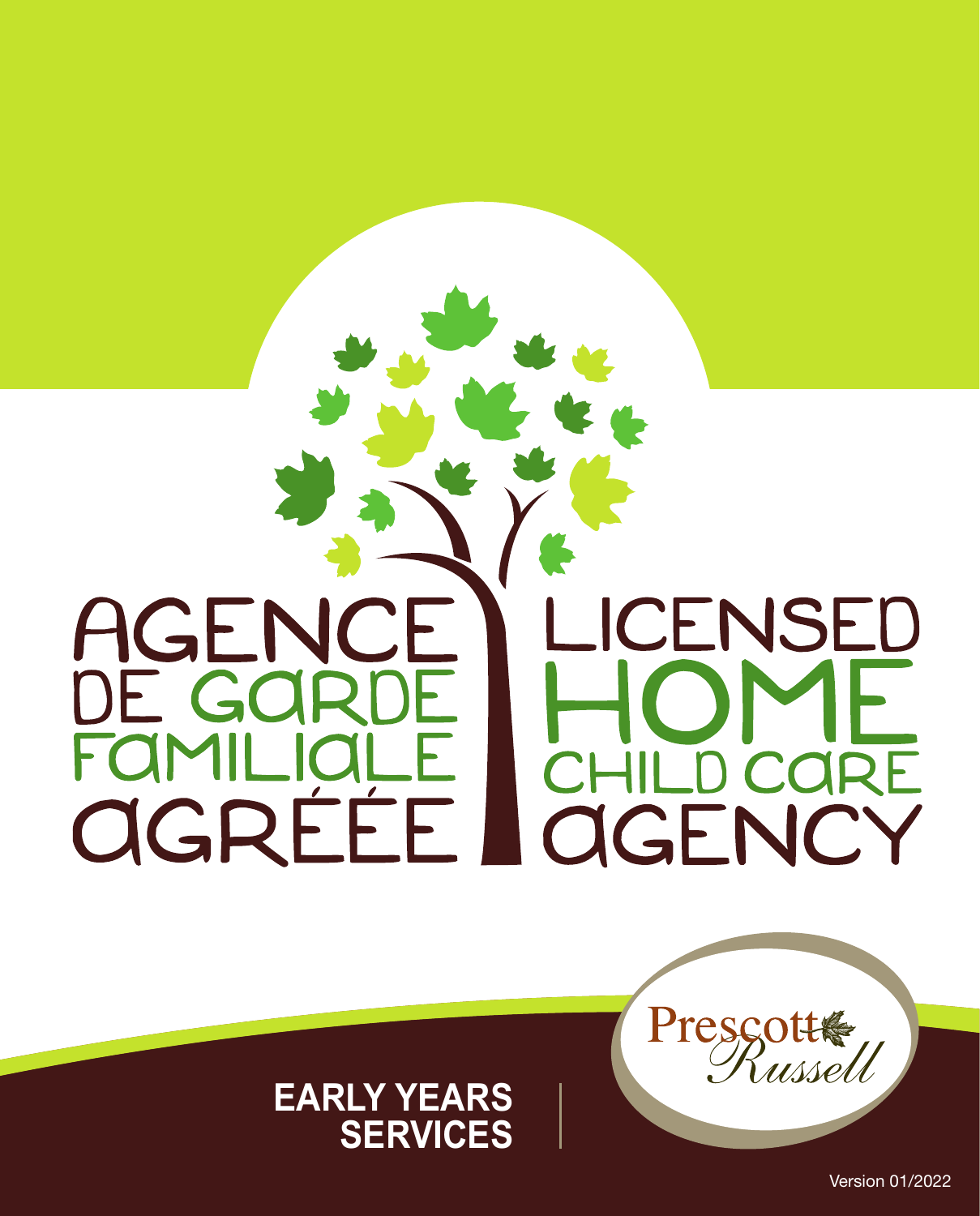# AGENCE DE GARDE FAMILIALE AGRÉÉE

# LICENSED HOME CHILD CARE AGENCY

**EARLY YEARS SERVICES**

Prescott Russell

Version 01/2022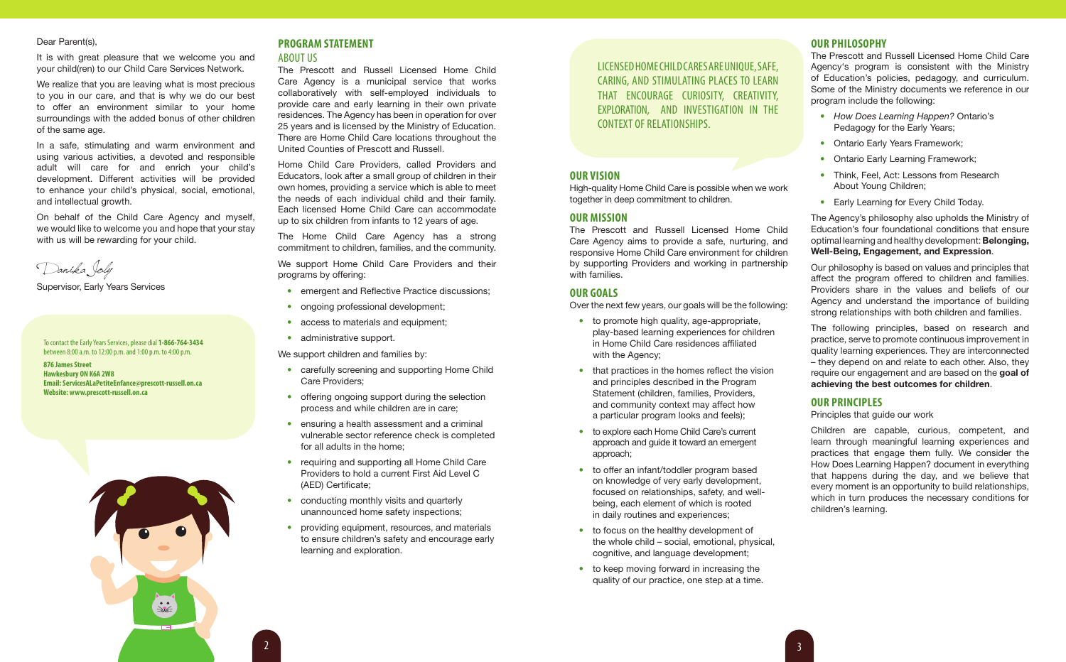Dear Parent(s),

It is with great pleasure that we welcome you and your child(ren) to our Child Care Services Network.

We realize that you are leaving what is most precious to you in our care, and that is why we do our best to offer an environment similar to your home surroundings with the added bonus of other children of the same age.

In a safe, stimulating and warm environment and using various activities, a devoted and responsible adult will care for and enrich your child's development. Different activities will be provided to enhance your child's physical, social, emotional, and intellectual growth.

On behalf of the Child Care Agency and myself, we would like to welcome you and hope that your stay with us will be rewarding for your child.

Danika Joly

Supervisor, Early Years Services

To contact the Early Years Services, please dial **1-866-764-3434** between 8:00 a.m. to 12:00 p.m. and 1:00 p.m. to 4:00 p.m.

**876 James Street**
**Hawkesbury ON K6A 2W8**
**Email: ServicesALaPetiteEnfance@prescott-russell.on.ca**
**Website: www.prescott-russell.on.ca**

## PROGRAM STATEMENT

### ABOUT US

The Prescott and Russell Licensed Home Child Care Agency is a municipal service that works collaboratively with self-employed individuals to provide care and early learning in their own private residences. The Agency has been in operation for over 25 years and is licensed by the Ministry of Education. There are Home Child Care locations throughout the United Counties of Prescott and Russell.

Home Child Care Providers, called Providers and Educators, look after a small group of children in their own homes, providing a service which is able to meet the needs of each individual child and their family. Each licensed Home Child Care can accommodate up to six children from infants to 12 years of age.

The Home Child Care Agency has a strong commitment to children, families, and the community.

We support Home Child Care Providers and their programs by offering:

- emergent and Reflective Practice discussions;
- ongoing professional development;
- access to materials and equipment;
- administrative support.

We support children and families by:

- carefully screening and supporting Home Child Care Providers;
- offering ongoing support during the selection process and while children are in care;
- ensuring a health assessment and a criminal vulnerable sector reference check is completed for all adults in the home;
- requiring and supporting all Home Child Care Providers to hold a current First Aid Level C (AED) Certificate;
- conducting monthly visits and quarterly unannounced home safety inspections;
- providing equipment, resources, and materials to ensure children's safety and encourage early learning and exploration.

LICENSED HOME CHILD CARES ARE UNIQUE, SAFE, CARING, AND STIMULATING PLACES TO LEARN THAT ENCOURAGE CURIOSITY, CREATIVITY, EXPLORATION, AND INVESTIGATION IN THE CONTEXT OF RELATIONSHIPS.

## OUR VISION

High-quality Home Child Care is possible when we work together in deep commitment to children.

## OUR MISSION

The Prescott and Russell Licensed Home Child Care Agency aims to provide a safe, nurturing, and responsive Home Child Care environment for children by supporting Providers and working in partnership with families.

## OUR GOALS

Over the next few years, our goals will be the following:

- to promote high quality, age-appropriate, play-based learning experiences for children in Home Child Care residences affiliated with the Agency;
- that practices in the homes reflect the vision and principles described in the Program Statement (children, families, Providers, and community context may affect how a particular program looks and feels);
- to explore each Home Child Care's current approach and guide it toward an emergent approach;
- to offer an infant/toddler program based on knowledge of very early development, focused on relationships, safety, and well-being, each element of which is rooted in daily routines and experiences;
- to focus on the healthy development of the whole child – social, emotional, physical, cognitive, and language development;
- to keep moving forward in increasing the quality of our practice, one step at a time.

## OUR PHILOSOPHY

The Prescott and Russell Licensed Home Child Care Agency's program is consistent with the Ministry of Education's policies, pedagogy, and curriculum. Some of the Ministry documents we reference in our program include the following:

- *How Does Learning Happen?* Ontario's Pedagogy for the Early Years;
- Ontario Early Years Framework;
- Ontario Early Learning Framework;
- Think, Feel, Act: Lessons from Research About Young Children;
- Early Learning for Every Child Today.

The Agency's philosophy also upholds the Ministry of Education's four foundational conditions that ensure optimal learning and healthy development: **Belonging, Well-Being, Engagement, and Expression**.

Our philosophy is based on values and principles that affect the program offered to children and families. Providers share in the values and beliefs of our Agency and understand the importance of building strong relationships with both children and families.

The following principles, based on research and practice, serve to promote continuous improvement in quality learning experiences. They are interconnected – they depend on and relate to each other. Also, they require our engagement and are based on the **goal of achieving the best outcomes for children**.

## OUR PRINCIPLES

Principles that guide our work

Children are capable, curious, competent, and learn through meaningful learning experiences and practices that engage them fully. We consider the How Does Learning Happen? document in everything that happens during the day, and we believe that every moment is an opportunity to build relationships, which in turn produces the necessary conditions for children's learning.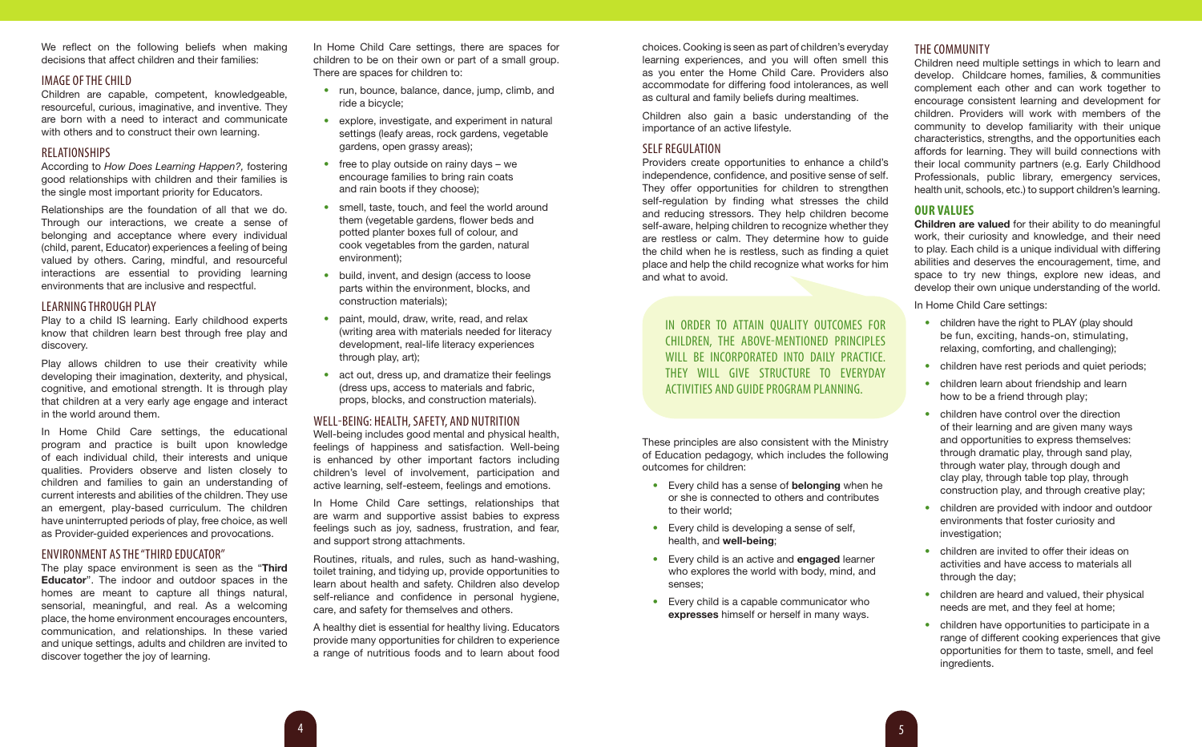We reflect on the following beliefs when making decisions that affect children and their families:

## IMAGE OF THE CHILD

Children are capable, competent, knowledgeable, resourceful, curious, imaginative, and inventive. They are born with a need to interact and communicate with others and to construct their own learning.

## RELATIONSHIPS

According to *How Does Learning Happen?,* fostering good relationships with children and their families is the single most important priority for Educators.

Relationships are the foundation of all that we do. Through our interactions, we create a sense of belonging and acceptance where every individual (child, parent, Educator) experiences a feeling of being valued by others. Caring, mindful, and resourceful interactions are essential to providing learning environments that are inclusive and respectful.

## LEARNING THROUGH PLAY

Play to a child IS learning. Early childhood experts know that children learn best through free play and discovery.

Play allows children to use their creativity while developing their imagination, dexterity, and physical, cognitive, and emotional strength. It is through play that children at a very early age engage and interact in the world around them.

In Home Child Care settings, the educational program and practice is built upon knowledge of each individual child, their interests and unique qualities. Providers observe and listen closely to children and families to gain an understanding of current interests and abilities of the children. They use an emergent, play-based curriculum. The children have uninterrupted periods of play, free choice, as well as Provider-guided experiences and provocations.

## ENVIRONMENT AS THE "THIRD EDUCATOR"

The play space environment is seen as the "**Third Educator**". The indoor and outdoor spaces in the homes are meant to capture all things natural, sensorial, meaningful, and real. As a welcoming place, the home environment encourages encounters, communication, and relationships. In these varied and unique settings, adults and children are invited to discover together the joy of learning.

In Home Child Care settings, there are spaces for children to be on their own or part of a small group. There are spaces for children to:

- run, bounce, balance, dance, jump, climb, and ride a bicycle;
- explore, investigate, and experiment in natural settings (leafy areas, rock gardens, vegetable gardens, open grassy areas);
- free to play outside on rainy days – we encourage families to bring rain coats and rain boots if they choose);
- smell, taste, touch, and feel the world around them (vegetable gardens, flower beds and potted planter boxes full of colour, and cook vegetables from the garden, natural environment);
- build, invent, and design (access to loose parts within the environment, blocks, and construction materials);
- paint, mould, draw, write, read, and relax (writing area with materials needed for literacy development, real-life literacy experiences through play, art);
- act out, dress up, and dramatize their feelings (dress ups, access to materials and fabric, props, blocks, and construction materials).

## WELL-BEING: HEALTH, SAFETY, AND NUTRITION

Well-being includes good mental and physical health, feelings of happiness and satisfaction. Well-being is enhanced by other important factors including children's level of involvement, participation and active learning, self-esteem, feelings and emotions.

In Home Child Care settings, relationships that are warm and supportive assist babies to express feelings such as joy, sadness, frustration, and fear, and support strong attachments.

Routines, rituals, and rules, such as hand-washing, toilet training, and tidying up, provide opportunities to learn about health and safety. Children also develop self-reliance and confidence in personal hygiene, care, and safety for themselves and others.

A healthy diet is essential for healthy living. Educators provide many opportunities for children to experience a range of nutritious foods and to learn about food choices. Cooking is seen as part of children's everyday learning experiences, and you will often smell this as you enter the Home Child Care. Providers also accommodate for differing food intolerances, as well as cultural and family beliefs during mealtimes.

Children also gain a basic understanding of the importance of an active lifestyle.

## SELF REGULATION

Providers create opportunities to enhance a child's independence, confidence, and positive sense of self. They offer opportunities for children to strengthen self-regulation by finding what stresses the child and reducing stressors. They help children become self-aware, helping children to recognize whether they are restless or calm. They determine how to guide the child when he is restless, such as finding a quiet place and help the child recognize what works for him and what to avoid.

IN ORDER TO ATTAIN QUALITY OUTCOMES FOR CHILDREN, THE ABOVE-MENTIONED PRINCIPLES WILL BE INCORPORATED INTO DAILY PRACTICE. THEY WILL GIVE STRUCTURE TO EVERYDAY ACTIVITIES AND GUIDE PROGRAM PLANNING.

These principles are also consistent with the Ministry of Education pedagogy, which includes the following outcomes for children:

- Every child has a sense of **belonging** when he or she is connected to others and contributes to their world;
- Every child is developing a sense of self, health, and **well-being**;
- Every child is an active and **engaged** learner who explores the world with body, mind, and senses;
- Every child is a capable communicator who **expresses** himself or herself in many ways.

## THE COMMUNITY

Children need multiple settings in which to learn and develop. Childcare homes, families, & communities complement each other and can work together to encourage consistent learning and development for children. Providers will work with members of the community to develop familiarity with their unique characteristics, strengths, and the opportunities each affords for learning. They will build connections with their local community partners (e.g. Early Childhood Professionals, public library, emergency services, health unit, schools, etc.) to support children's learning.

## OUR VALUES

**Children are valued** for their ability to do meaningful work, their curiosity and knowledge, and their need to play. Each child is a unique individual with differing abilities and deserves the encouragement, time, and space to try new things, explore new ideas, and develop their own unique understanding of the world.

In Home Child Care settings:

- children have the right to PLAY (play should be fun, exciting, hands-on, stimulating, relaxing, comforting, and challenging);
- children have rest periods and quiet periods;
- children learn about friendship and learn how to be a friend through play;
- children have control over the direction of their learning and are given many ways and opportunities to express themselves: through dramatic play, through sand play, through water play, through dough and clay play, through table top play, through construction play, and through creative play;
- children are provided with indoor and outdoor environments that foster curiosity and investigation;
- children are invited to offer their ideas on activities and have access to materials all through the day;
- children are heard and valued, their physical needs are met, and they feel at home;
- children have opportunities to participate in a range of different cooking experiences that give opportunities for them to taste, smell, and feel ingredients.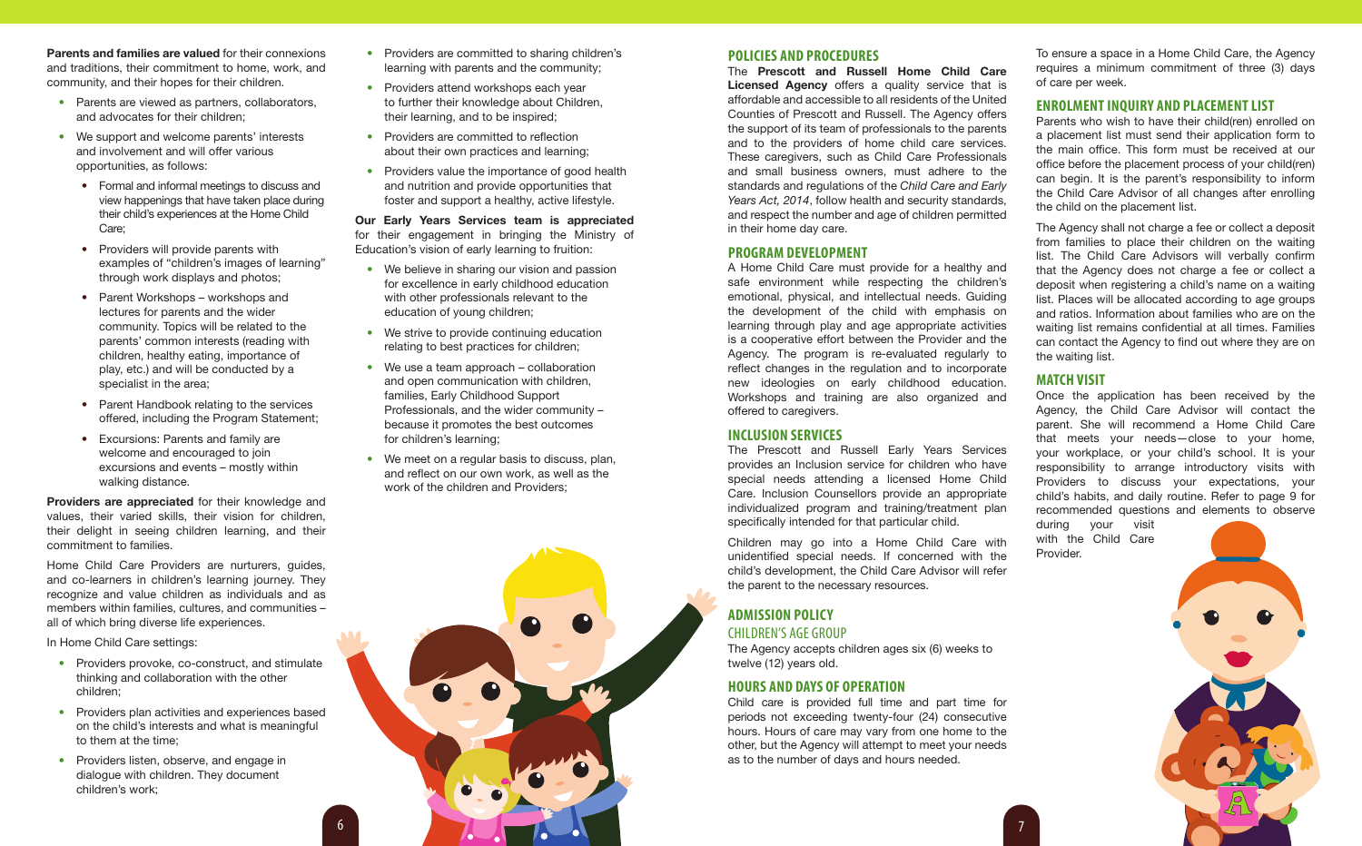**Parents and families are valued** for their connexions and traditions, their commitment to home, work, and community, and their hopes for their children.

- Parents are viewed as partners, collaborators, and advocates for their children;
- We support and welcome parents' interests and involvement and will offer various opportunities, as follows:
  - Formal and informal meetings to discuss and view happenings that have taken place during their child's experiences at the Home Child Care;
  - Providers will provide parents with examples of "children's images of learning" through work displays and photos;
  - Parent Workshops – workshops and lectures for parents and the wider community. Topics will be related to the parents' common interests (reading with children, healthy eating, importance of play, etc.) and will be conducted by a specialist in the area;
  - Parent Handbook relating to the services offered, including the Program Statement;
  - Excursions: Parents and family are welcome and encouraged to join excursions and events – mostly within walking distance.

**Providers are appreciated** for their knowledge and values, their varied skills, their vision for children, their delight in seeing children learning, and their commitment to families.

Home Child Care Providers are nurturers, guides, and co-learners in children's learning journey. They recognize and value children as individuals and as members within families, cultures, and communities – all of which bring diverse life experiences.

In Home Child Care settings:

- Providers provoke, co-construct, and stimulate thinking and collaboration with the other children;
- Providers plan activities and experiences based on the child's interests and what is meaningful to them at the time;
- Providers listen, observe, and engage in dialogue with children. They document children's work;
- Providers are committed to sharing children's learning with parents and the community;
- Providers attend workshops each year to further their knowledge about Children, their learning, and to be inspired;
- Providers are committed to reflection about their own practices and learning;
- Providers value the importance of good health and nutrition and provide opportunities that foster and support a healthy, active lifestyle.

**Our Early Years Services team is appreciated** for their engagement in bringing the Ministry of Education's vision of early learning to fruition:

- We believe in sharing our vision and passion for excellence in early childhood education with other professionals relevant to the education of young children;
- We strive to provide continuing education relating to best practices for children;
- We use a team approach – collaboration and open communication with children, families, Early Childhood Support Professionals, and the wider community – because it promotes the best outcomes for children's learning;
- We meet on a regular basis to discuss, plan, and reflect on our own work, as well as the work of the children and Providers;

## POLICIES AND PROCEDURES

The **Prescott and Russell Home Child Care Licensed Agency** offers a quality service that is affordable and accessible to all residents of the United Counties of Prescott and Russell. The Agency offers the support of its team of professionals to the parents and to the providers of home child care services. These caregivers, such as Child Care Professionals and small business owners, must adhere to the standards and regulations of the *Child Care and Early Years Act, 2014*, follow health and security standards, and respect the number and age of children permitted in their home day care.

## PROGRAM DEVELOPMENT

A Home Child Care must provide for a healthy and safe environment while respecting the children's emotional, physical, and intellectual needs. Guiding the development of the child with emphasis on learning through play and age appropriate activities is a cooperative effort between the Provider and the Agency. The program is re-evaluated regularly to reflect changes in the regulation and to incorporate new ideologies on early childhood education. Workshops and training are also organized and offered to caregivers.

## INCLUSION SERVICES

The Prescott and Russell Early Years Services provides an Inclusion service for children who have special needs attending a licensed Home Child Care. Inclusion Counsellors provide an appropriate individualized program and training/treatment plan specifically intended for that particular child.

Children may go into a Home Child Care with unidentified special needs. If concerned with the child's development, the Child Care Advisor will refer the parent to the necessary resources.

## ADMISSION POLICY

### CHILDREN'S AGE GROUP

The Agency accepts children ages six (6) weeks to twelve (12) years old.

## HOURS AND DAYS OF OPERATION

Child care is provided full time and part time for periods not exceeding twenty-four (24) consecutive hours. Hours of care may vary from one home to the other, but the Agency will attempt to meet your needs as to the number of days and hours needed.

To ensure a space in a Home Child Care, the Agency requires a minimum commitment of three (3) days of care per week.

## ENROLMENT INQUIRY AND PLACEMENT LIST

Parents who wish to have their child(ren) enrolled on a placement list must send their application form to the main office. This form must be received at our office before the placement process of your child(ren) can begin. It is the parent's responsibility to inform the Child Care Advisor of all changes after enrolling the child on the placement list.

The Agency shall not charge a fee or collect a deposit from families to place their children on the waiting list. The Child Care Advisors will verbally confirm that the Agency does not charge a fee or collect a deposit when registering a child's name on a waiting list. Places will be allocated according to age groups and ratios. Information about families who are on the waiting list remains confidential at all times. Families can contact the Agency to find out where they are on the waiting list.

## MATCH VISIT

Once the application has been received by the Agency, the Child Care Advisor will contact the parent. She will recommend a Home Child Care that meets your needs—close to your home, your workplace, or your child's school. It is your responsibility to arrange introductory visits with Providers to discuss your expectations, your child's habits, and daily routine. Refer to page 9 for recommended questions and elements to observe during your visit with the Child Care Provider.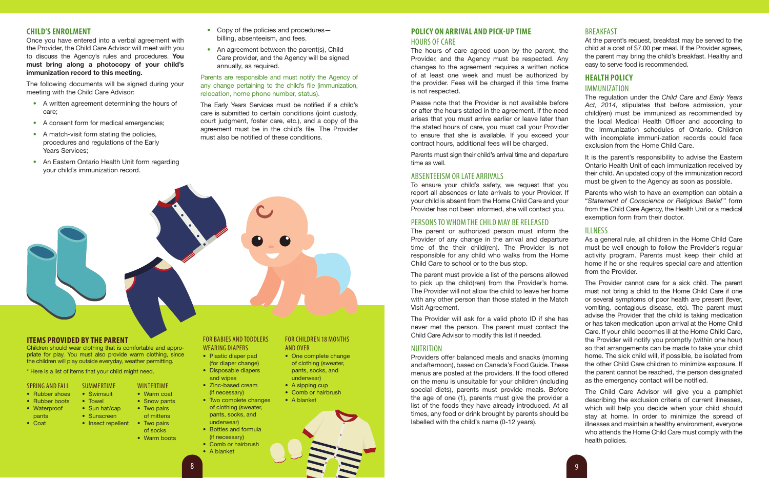## CHILD'S ENROLMENT

Once you have entered into a verbal agreement with the Provider, the Child Care Advisor will meet with you to discuss the Agency's rules and procedures. **You must bring along a photocopy of your child's immunization record to this meeting.**

The following documents will be signed during your meeting with the Child Care Advisor:

- A written agreement determining the hours of care;
- A consent form for medical emergencies;
- A match-visit form stating the policies, procedures and regulations of the Early Years Services;
- An Eastern Ontario Health Unit form regarding your child's immunization record.
- Copy of the policies and procedures— billing, absenteeism, and fees.
- An agreement between the parent(s), Child Care provider, and the Agency will be signed annually, as required.

Parents are responsible and must notify the Agency of any change pertaining to the child's file (immunization, relocation, home phone number, status).

The Early Years Services must be notified if a child's care is submitted to certain conditions (joint custody, court judgment, foster care, etc.), and a copy of the agreement must be in the child's file. The Provider must also be notified of these conditions.

## ITEMS PROVIDED BY THE PARENT

Children should wear clothing that is comfortable and appropriate for play. You must also provide warm clothing, since the children will play outside everyday, weather permitting.

* Here is a list of items that your child might need.

### SPRING AND FALL

- Rubber shoes
- Rubber boots
- Waterproof pants
- Coat

### SUMMERTIME

- Swimsuit
- Towel
- Sun hat/cap
- Sunscreen
- Insect repellent

### WINTERTIME

- Warm coat
- Snow pants
- Two pairs of mittens
- Two pairs of socks
- Warm boots

### FOR BABIES AND TODDLERS WEARING DIAPERS

- Plastic diaper pad (for diaper change)
- Disposable diapers and wipes
- Zinc-based cream (if necessary)
- Two complete changes of clothing (sweater, pants, socks, and underwear)
- Bottles and formula (if necessary)
- Comb or hairbrush
- A blanket

### FOR CHILDREN 18 MONTHS AND OVER

- One complete change of clothing (sweater, pants, socks, and underwear)
- A sipping cup
- Comb or hairbrush
- A blanket

## POLICY ON ARRIVAL AND PICK-UP TIME

### HOURS OF CARE

The hours of care agreed upon by the parent, the Provider, and the Agency must be respected. Any changes to the agreement requires a written notice of at least one week and must be authorized by the provider. Fees will be charged if this time frame is not respected.

Please note that the Provider is not available before or after the hours stated in the agreement. If the need arises that you must arrive earlier or leave later than the stated hours of care, you must call your Provider to ensure that she is available. If you exceed your contract hours, additional fees will be charged.

Parents must sign their child's arrival time and departure time as well.

### ABSENTEEISM OR LATE ARRIVALS

To ensure your child's safety, we request that you report all absences or late arrivals to your Provider. If your child is absent from the Home Child Care and your Provider has not been informed, she will contact you.

### PERSONS TO WHOM THE CHILD MAY BE RELEASED

The parent or authorized person must inform the Provider of any change in the arrival and departure time of the their child(ren). The Provider is not responsible for any child who walks from the Home Child Care to school or to the bus stop.

The parent must provide a list of the persons allowed to pick up the child(ren) from the Provider's home. The Provider will not allow the child to leave her home with any other person than those stated in the Match Visit Agreement.

The Provider will ask for a valid photo ID if she has never met the person. The parent must contact the Child Care Advisor to modify this list if needed.

### NUTRITION

Providers offer balanced meals and snacks (morning and afternoon), based on Canada's Food Guide. These menus are posted at the providers. If the food offered on the menu is unsuitable for your children (including special diets), parents must provide meals. Before the age of one (1), parents must give the provider a list of the foods they have already introduced. At all times, any food or drink brought by parents should be labelled with the child's name (0-12 years).

### BREAKFAST

At the parent's request, breakfast may be served to the child at a cost of $7.00 per meal. If the Provider agrees, the parent may bring the child's breakfast. Healthy and easy to serve food is recommended.

## HEALTH POLICY

### IMMUNIZATION

The regulation under the *Child Care and Early Years Act, 2014,* stipulates that before admission, your child(ren) must be immunized as recommended by the local Medical Health Officer and according to the Immunization schedules of Ontario. Children with incomplete immuni-zation records could face exclusion from the Home Child Care.

It is the parent's responsibility to advise the Eastern Ontario Health Unit of each immunization received by their child. An updated copy of the immunization record must be given to the Agency as soon as possible.

Parents who wish to have an exemption can obtain a "*Statement of Conscience or Religious Belief*" form from the Child Care Agency, the Health Unit or a medical exemption form from their doctor.

### ILLNESS

As a general rule, all children in the Home Child Care must be well enough to follow the Provider's regular activity program. Parents must keep their child at home if he or she requires special care and attention from the Provider.

The Provider cannot care for a sick child. The parent must not bring a child to the Home Child Care if one or several symptoms of poor health are present (fever, vomiting, contagious disease, etc). The parent must advise the Provider that the child is taking medication or has taken medication upon arrival at the Home Child Care. If your child becomes ill at the Home Child Care, the Provider will notify you promptly (within one hour) so that arrangements can be made to take your child home. The sick child will, if possible, be isolated from the other Child Care children to minimize exposure. If the parent cannot be reached, the person designated as the emergency contact will be notified.

The Child Care Advisor will give you a pamphlet describing the exclusion criteria of current illnesses, which will help you decide when your child should stay at home. In order to minimize the spread of illnesses and maintain a healthy environment, everyone who attends the Home Child Care must comply with the health policies.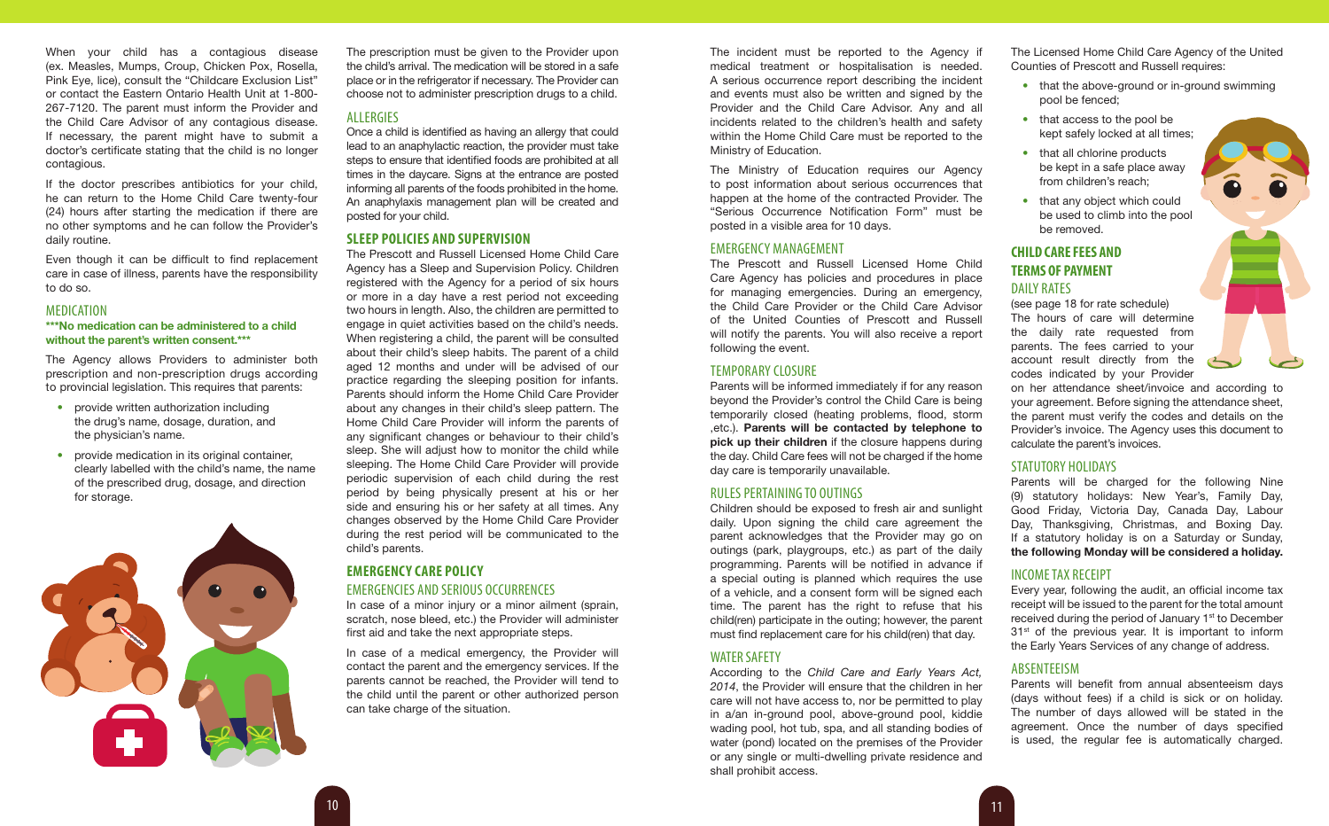When your child has a contagious disease (ex. Measles, Mumps, Croup, Chicken Pox, Rosella, Pink Eye, lice), consult the "Childcare Exclusion List" or contact the Eastern Ontario Health Unit at 1-800-267-7120. The parent must inform the Provider and the Child Care Advisor of any contagious disease. If necessary, the parent might have to submit a doctor's certificate stating that the child is no longer contagious.

If the doctor prescribes antibiotics for your child, he can return to the Home Child Care twenty-four (24) hours after starting the medication if there are no other symptoms and he can follow the Provider's daily routine.

Even though it can be difficult to find replacement care in case of illness, parents have the responsibility to do so.

## MEDICATION

**\*\*\*No medication can be administered to a child without the parent's written consent.\*\*\***

The Agency allows Providers to administer both prescription and non-prescription drugs according to provincial legislation. This requires that parents:

- provide written authorization including the drug's name, dosage, duration, and the physician's name.
- provide medication in its original container, clearly labelled with the child's name, the name of the prescribed drug, dosage, and direction for storage.

The prescription must be given to the Provider upon the child's arrival. The medication will be stored in a safe place or in the refrigerator if necessary. The Provider can choose not to administer prescription drugs to a child.

## ALLERGIES

Once a child is identified as having an allergy that could lead to an anaphylactic reaction, the provider must take steps to ensure that identified foods are prohibited at all times in the daycare. Signs at the entrance are posted informing all parents of the foods prohibited in the home. An anaphylaxis management plan will be created and posted for your child.

## SLEEP POLICIES AND SUPERVISION

The Prescott and Russell Licensed Home Child Care Agency has a Sleep and Supervision Policy. Children registered with the Agency for a period of six hours or more in a day have a rest period not exceeding two hours in length. Also, the children are permitted to engage in quiet activities based on the child's needs. When registering a child, the parent will be consulted about their child's sleep habits. The parent of a child aged 12 months and under will be advised of our practice regarding the sleeping position for infants. Parents should inform the Home Child Care Provider about any changes in their child's sleep pattern. The Home Child Care Provider will inform the parents of any significant changes or behaviour to their child's sleep. She will adjust how to monitor the child while sleeping. The Home Child Care Provider will provide periodic supervision of each child during the rest period by being physically present at his or her side and ensuring his or her safety at all times. Any changes observed by the Home Child Care Provider during the rest period will be communicated to the child's parents.

## EMERGENCY CARE POLICY

### EMERGENCIES AND SERIOUS OCCURRENCES

In case of a minor injury or a minor ailment (sprain, scratch, nose bleed, etc.) the Provider will administer first aid and take the next appropriate steps.

In case of a medical emergency, the Provider will contact the parent and the emergency services. If the parents cannot be reached, the Provider will tend to the child until the parent or other authorized person can take charge of the situation.

The incident must be reported to the Agency if medical treatment or hospitalisation is needed. A serious occurrence report describing the incident and events must also be written and signed by the Provider and the Child Care Advisor. Any and all incidents related to the children's health and safety within the Home Child Care must be reported to the Ministry of Education.

The Ministry of Education requires our Agency to post information about serious occurrences that happen at the home of the contracted Provider. The "Serious Occurrence Notification Form" must be posted in a visible area for 10 days.

### EMERGENCY MANAGEMENT

The Prescott and Russell Licensed Home Child Care Agency has policies and procedures in place for managing emergencies. During an emergency, the Child Care Provider or the Child Care Advisor of the United Counties of Prescott and Russell will notify the parents. You will also receive a report following the event.

### TEMPORARY CLOSURE

Parents will be informed immediately if for any reason beyond the Provider's control the Child Care is being temporarily closed (heating problems, flood, storm ,etc.). **Parents will be contacted by telephone to pick up their children** if the closure happens during the day. Child Care fees will not be charged if the home day care is temporarily unavailable.

### RULES PERTAINING TO OUTINGS

Children should be exposed to fresh air and sunlight daily. Upon signing the child care agreement the parent acknowledges that the Provider may go on outings (park, playgroups, etc.) as part of the daily programming. Parents will be notified in advance if a special outing is planned which requires the use of a vehicle, and a consent form will be signed each time. The parent has the right to refuse that his child(ren) participate in the outing; however, the parent must find replacement care for his child(ren) that day.

### WATER SAFETY

According to the *Child Care and Early Years Act, 2014*, the Provider will ensure that the children in her care will not have access to, nor be permitted to play in a/an in-ground pool, above-ground pool, kiddie wading pool, hot tub, spa, and all standing bodies of water (pond) located on the premises of the Provider or any single or multi-dwelling private residence and shall prohibit access.

The Licensed Home Child Care Agency of the United Counties of Prescott and Russell requires:

- that the above-ground or in-ground swimming pool be fenced;
- that access to the pool be kept safely locked at all times;
- that all chlorine products be kept in a safe place away from children's reach;
- that any object which could be used to climb into the pool be removed.

## CHILD CARE FEES AND TERMS OF PAYMENT

### DAILY RATES

(see page 18 for rate schedule)

The hours of care will determine the daily rate requested from parents. The fees carried to your account result directly from the codes indicated by your Provider on her attendance sheet/invoice and according to your agreement. Before signing the attendance sheet, the parent must verify the codes and details on the Provider's invoice. The Agency uses this document to calculate the parent's invoices.

### STATUTORY HOLIDAYS

Parents will be charged for the following Nine (9) statutory holidays: New Year's, Family Day, Good Friday, Victoria Day, Canada Day, Labour Day, Thanksgiving, Christmas, and Boxing Day. If a statutory holiday is on a Saturday or Sunday, **the following Monday will be considered a holiday.**

### INCOME TAX RECEIPT

Every year, following the audit, an official income tax receipt will be issued to the parent for the total amount received during the period of January 1st to December 31st of the previous year. It is important to inform the Early Years Services of any change of address.

### ABSENTEEISM

Parents will benefit from annual absenteeism days (days without fees) if a child is sick or on holiday. The number of days allowed will be stated in the agreement. Once the number of days specified is used, the regular fee is automatically charged.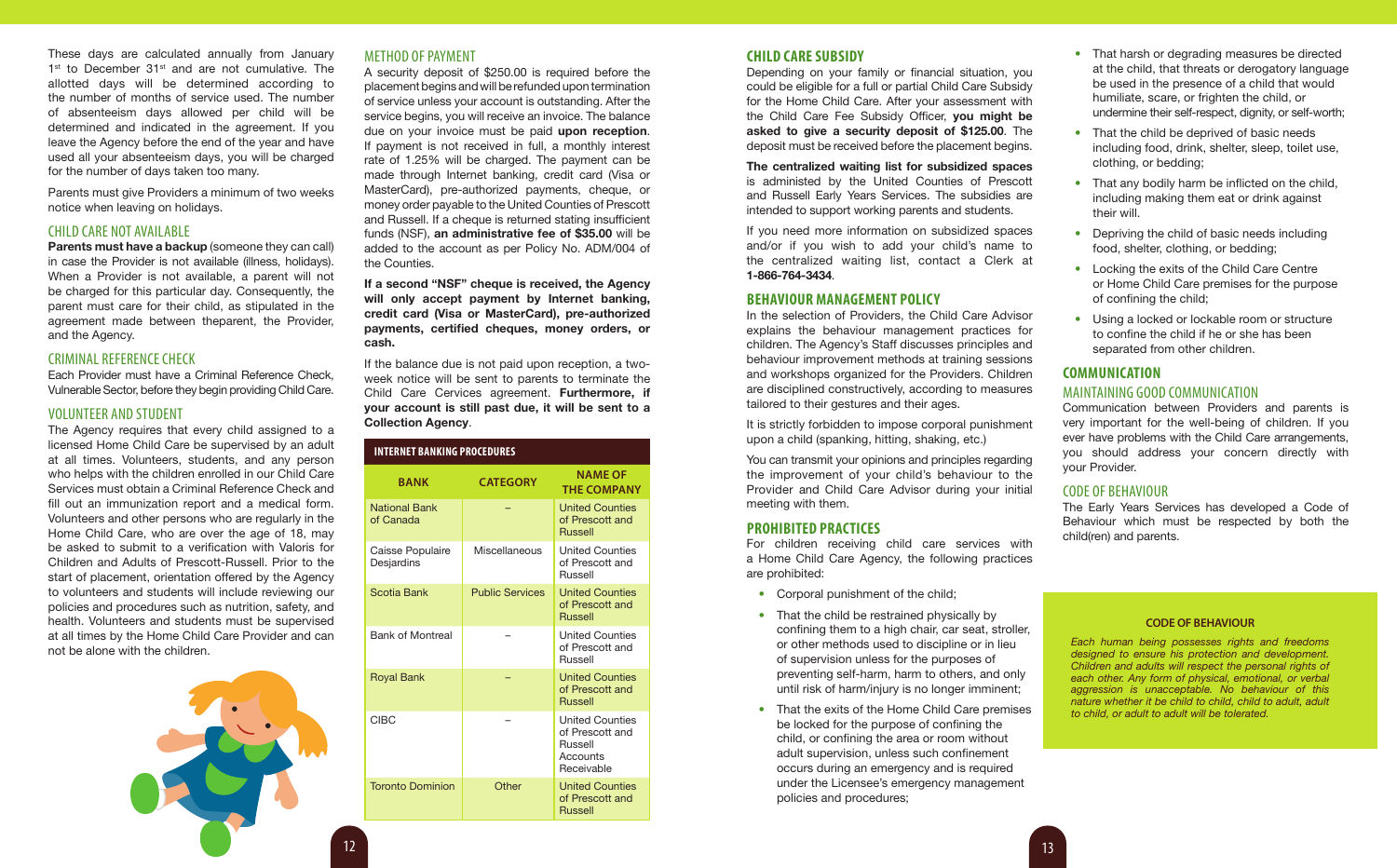These days are calculated annually from January 1st to December 31st and are not cumulative. The allotted days will be determined according to the number of months of service used. The number of absenteeism days allowed per child will be determined and indicated in the agreement. If you leave the Agency before the end of the year and have used all your absenteeism days, you will be charged for the number of days taken too many.

Parents must give Providers a minimum of two weeks notice when leaving on holidays.

## CHILD CARE NOT AVAILABLE

**Parents must have a backup** (someone they can call) in case the Provider is not available (illness, holidays). When a Provider is not available, a parent will not be charged for this particular day. Consequently, the parent must care for their child, as stipulated in the agreement made between theparent, the Provider, and the Agency.

## CRIMINAL REFERENCE CHECK

Each Provider must have a Criminal Reference Check, Vulnerable Sector, before they begin providing Child Care.

## VOLUNTEER AND STUDENT

The Agency requires that every child assigned to a licensed Home Child Care be supervised by an adult at all times. Volunteers, students, and any person who helps with the children enrolled in our Child Care Services must obtain a Criminal Reference Check and fill out an immunization report and a medical form. Volunteers and other persons who are regularly in the Home Child Care, who are over the age of 18, may be asked to submit to a verification with Valoris for Children and Adults of Prescott-Russell. Prior to the start of placement, orientation offered by the Agency to volunteers and students will include reviewing our policies and procedures such as nutrition, safety, and health. Volunteers and students must be supervised at all times by the Home Child Care Provider and can not be alone with the children.

## METHOD OF PAYMENT

A security deposit of $250.00 is required before the placement begins and will be refunded upon termination of service unless your account is outstanding. After the service begins, you will receive an invoice. The balance due on your invoice must be paid **upon reception**. If payment is not received in full, a monthly interest rate of 1.25% will be charged. The payment can be made through Internet banking, credit card (Visa or MasterCard), pre-authorized payments, cheque, or money order payable to the United Counties of Prescott and Russell. If a cheque is returned stating insufficient funds (NSF), **an administrative fee of $35.00** will be added to the account as per Policy No. ADM/004 of the Counties.

**If a second "NSF" cheque is received, the Agency will only accept payment by Internet banking, credit card (Visa or MasterCard), pre-authorized payments, certified cheques, money orders, or cash.**

If the balance due is not paid upon reception, a two-week notice will be sent to parents to terminate the Child Care Services agreement. **Furthermore, if your account is still past due, it will be sent to a Collection Agency**.

**INTERNET BANKING PROCEDURES**

| BANK | CATEGORY | NAME OF THE COMPANY |
|---|---|---|
| National Bank of Canada | – | United Counties of Prescott and Russell |
| Caisse Populaire Desjardins | Miscellaneous | United Counties of Prescott and Russell |
| Scotia Bank | Public Services | United Counties of Prescott and Russell |
| Bank of Montreal | – | United Counties of Prescott and Russell |
| Royal Bank | – | United Counties of Prescott and Russell |
| CIBC | – | United Counties of Prescott and Russell Accounts Receivable |
| Toronto Dominion | Other | United Counties of Prescott and Russell |

## CHILD CARE SUBSIDY

Depending on your family or financial situation, you could be eligible for a full or partial Child Care Subsidy for the Home Child Care. After your assessment with the Child Care Fee Subsidy Officer, **you might be asked to give a security deposit of $125.00.** The deposit must be received before the placement begins.

**The centralized waiting list for subsidized spaces** is administered by the United Counties of Prescott and Russell Early Years Services. The subsidies are intended to support working parents and students.

If you need more information on subsidized spaces and/or if you wish to add your child's name to the centralized waiting list, contact a Clerk at **1-866-764-3434**.

## BEHAVIOUR MANAGEMENT POLICY

In the selection of Providers, the Child Care Advisor explains the behaviour management practices for children. The Agency's Staff discusses principles and behaviour improvement methods at training sessions and workshops organized for the Providers. Children are disciplined constructively, according to measures tailored to their gestures and their ages.

It is strictly forbidden to impose corporal punishment upon a child (spanking, hitting, shaking, etc.)

You can transmit your opinions and principles regarding the improvement of your child's behaviour to the Provider and Child Care Advisor during your initial meeting with them.

## PROHIBITED PRACTICES

For children receiving child care services with a Home Child Care Agency, the following practices are prohibited:

- Corporal punishment of the child;
- That the child be restrained physically by confining them to a high chair, car seat, stroller, or other methods used to discipline or in lieu of supervision unless for the purposes of preventing self-harm, harm to others, and only until risk of harm/injury is no longer imminent;
- That the exits of the Home Child Care premises be locked for the purpose of confining the child, or confining the area or room without adult supervision, unless such confinement occurs during an emergency and is required under the Licensee's emergency management policies and procedures;
- That harsh or degrading measures be directed at the child, that threats or derogatory language be used in the presence of a child that would humiliate, scare, or frighten the child, or undermine their self-respect, dignity, or self-worth;
- That the child be deprived of basic needs including food, drink, shelter, sleep, toilet use, clothing, or bedding;
- That any bodily harm be inflicted on the child, including making them eat or drink against their will.
- Depriving the child of basic needs including food, shelter, clothing, or bedding;
- Locking the exits of the Child Care Centre or Home Child Care premises for the purpose of confining the child;
- Using a locked or lockable room or structure to confine the child if he or she has been separated from other children.

## COMMUNICATION

### MAINTAINING GOOD COMMUNICATION

Communication between Providers and parents is very important for the well-being of children. If you ever have problems with the Child Care arrangements, you should address your concern directly with your Provider.

### CODE OF BEHAVIOUR

The Early Years Services has developed a Code of Behaviour which must be respected by both the child(ren) and parents.

**CODE OF BEHAVIOUR**

*Each human being possesses rights and freedoms designed to ensure his protection and development. Children and adults will respect the personal rights of each other. Any form of physical, emotional, or verbal aggression is unacceptable. No behaviour of this nature whether it be child to child, child to adult, adult to child, or adult to adult will be tolerated.*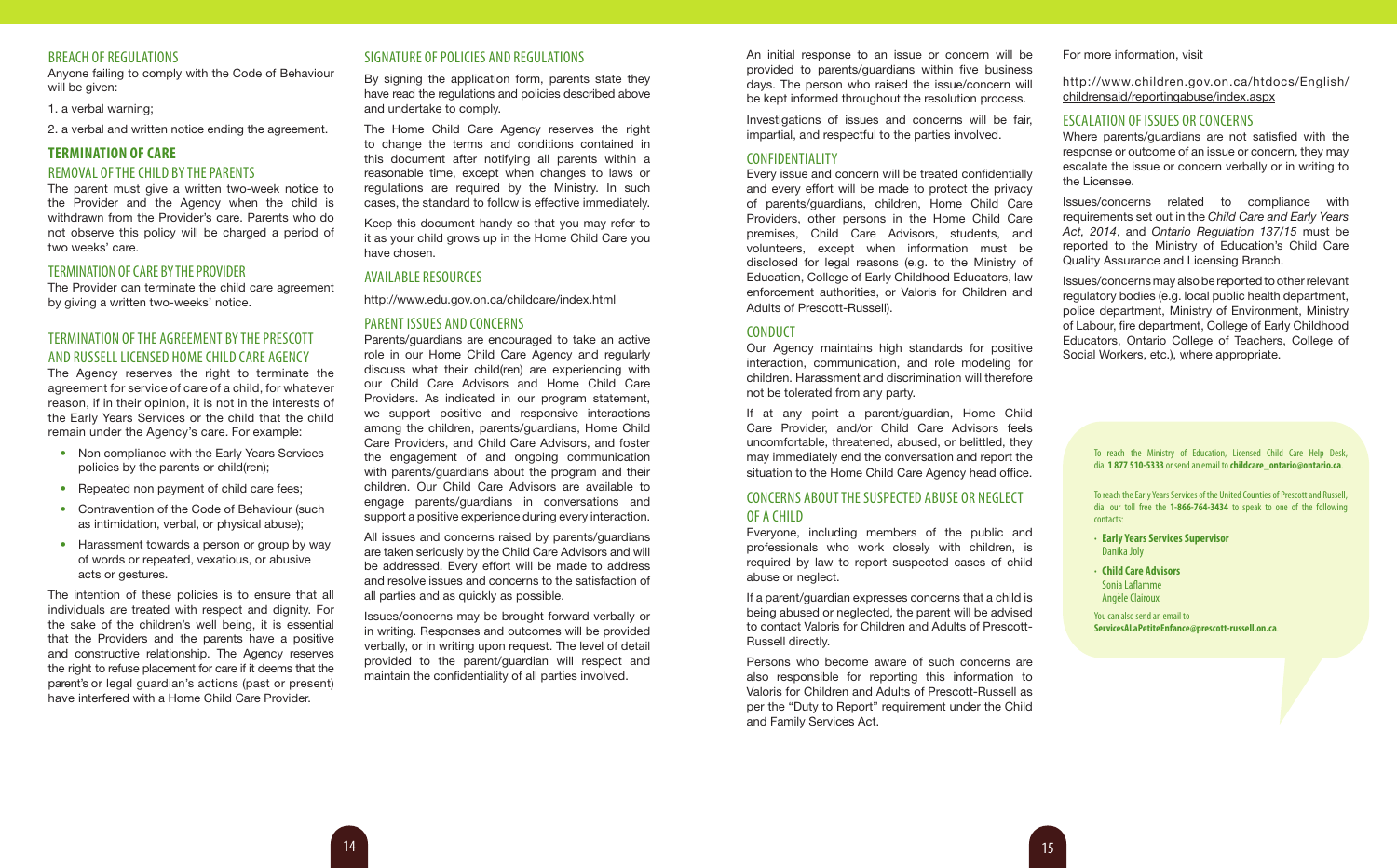## BREACH OF REGULATIONS

Anyone failing to comply with the Code of Behaviour will be given:

1. a verbal warning;
2. a verbal and written notice ending the agreement.

## TERMINATION OF CARE

### REMOVAL OF THE CHILD BY THE PARENTS

The parent must give a written two-week notice to the Provider and the Agency when the child is withdrawn from the Provider's care. Parents who do not observe this policy will be charged a period of two weeks' care.

### TERMINATION OF CARE BY THE PROVIDER

The Provider can terminate the child care agreement by giving a written two-weeks' notice.

### TERMINATION OF THE AGREEMENT BY THE PRESCOTT AND RUSSELL LICENSED HOME CHILD CARE AGENCY

The Agency reserves the right to terminate the agreement for service of care of a child, for whatever reason, if in their opinion, it is not in the interests of the Early Years Services or the child that the child remain under the Agency's care. For example:

- Non compliance with the Early Years Services policies by the parents or child(ren);
- Repeated non payment of child care fees;
- Contravention of the Code of Behaviour (such as intimidation, verbal, or physical abuse);
- Harassment towards a person or group by way of words or repeated, vexatious, or abusive acts or gestures.

The intention of these policies is to ensure that all individuals are treated with respect and dignity. For the sake of the children's well being, it is essential that the Providers and the parents have a positive and constructive relationship. The Agency reserves the right to refuse placement for care if it deems that the parent's or legal guardian's actions (past or present) have interfered with a Home Child Care Provider.

## SIGNATURE OF POLICIES AND REGULATIONS

By signing the application form, parents state they have read the regulations and policies described above and undertake to comply.

The Home Child Care Agency reserves the right to change the terms and conditions contained in this document after notifying all parents within a reasonable time, except when changes to laws or regulations are required by the Ministry. In such cases, the standard to follow is effective immediately.

Keep this document handy so that you may refer to it as your child grows up in the Home Child Care you have chosen.

## AVAILABLE RESOURCES

http://www.edu.gov.on.ca/childcare/index.html

## PARENT ISSUES AND CONCERNS

Parents/guardians are encouraged to take an active role in our Home Child Care Agency and regularly discuss what their child(ren) are experiencing with our Child Care Advisors and Home Child Care Providers. As indicated in our program statement, we support positive and responsive interactions among the children, parents/guardians, Home Child Care Providers, and Child Care Advisors, and foster the engagement of and ongoing communication with parents/guardians about the program and their children. Our Child Care Advisors are available to engage parents/guardians in conversations and support a positive experience during every interaction.

All issues and concerns raised by parents/guardians are taken seriously by the Child Care Advisors and will be addressed. Every effort will be made to address and resolve issues and concerns to the satisfaction of all parties and as quickly as possible.

Issues/concerns may be brought forward verbally or in writing. Responses and outcomes will be provided verbally, or in writing upon request. The level of detail provided to the parent/guardian will respect and maintain the confidentiality of all parties involved.

An initial response to an issue or concern will be provided to parents/guardians within five business days. The person who raised the issue/concern will be kept informed throughout the resolution process.

Investigations of issues and concerns will be fair, impartial, and respectful to the parties involved.

## CONFIDENTIALITY

Every issue and concern will be treated confidentially and every effort will be made to protect the privacy of parents/guardians, children, Home Child Care Providers, other persons in the Home Child Care premises, Child Care Advisors, students, and volunteers, except when information must be disclosed for legal reasons (e.g. to the Ministry of Education, College of Early Childhood Educators, law enforcement authorities, or Valoris for Children and Adults of Prescott-Russell).

## CONDUCT

Our Agency maintains high standards for positive interaction, communication, and role modeling for children. Harassment and discrimination will therefore not be tolerated from any party.

If at any point a parent/guardian, Home Child Care Provider, and/or Child Care Advisors feels uncomfortable, threatened, abused, or belittled, they may immediately end the conversation and report the situation to the Home Child Care Agency head office.

## CONCERNS ABOUT THE SUSPECTED ABUSE OR NEGLECT OF A CHILD

Everyone, including members of the public and professionals who work closely with children, is required by law to report suspected cases of child abuse or neglect.

If a parent/guardian expresses concerns that a child is being abused or neglected, the parent will be advised to contact Valoris for Children and Adults of Prescott-Russell directly.

Persons who become aware of such concerns are also responsible for reporting this information to Valoris for Children and Adults of Prescott-Russell as per the "Duty to Report" requirement under the Child and Family Services Act.

For more information, visit

http://www.children.gov.on.ca/htdocs/English/childrensaid/reportingabuse/index.aspx

## ESCALATION OF ISSUES OR CONCERNS

Where parents/guardians are not satisfied with the response or outcome of an issue or concern, they may escalate the issue or concern verbally or in writing to the Licensee.

Issues/concerns related to compliance with requirements set out in the *Child Care and Early Years Act, 2014*, and *Ontario Regulation 137/15* must be reported to the Ministry of Education's Child Care Quality Assurance and Licensing Branch.

Issues/concerns may also be reported to other relevant regulatory bodies (e.g. local public health department, police department, Ministry of Environment, Ministry of Labour, fire department, College of Early Childhood Educators, Ontario College of Teachers, College of Social Workers, etc.), where appropriate.

To reach the Ministry of Education, Licensed Child Care Help Desk, dial **1 877 510-5333** or send an email to **childcare_ontario@ontario.ca**.

To reach the Early Years Services of the United Counties of Prescott and Russell, dial our toll free the **1-866-764-3434** to speak to one of the following contacts:

- **Early Years Services Supervisor**
  Danika Joly
- **Child Care Advisors**
  Sonia Laflamme
  Angèle Clairoux

You can also send an email to **ServicesALaPetiteEnfance@prescott-russell.on.ca**.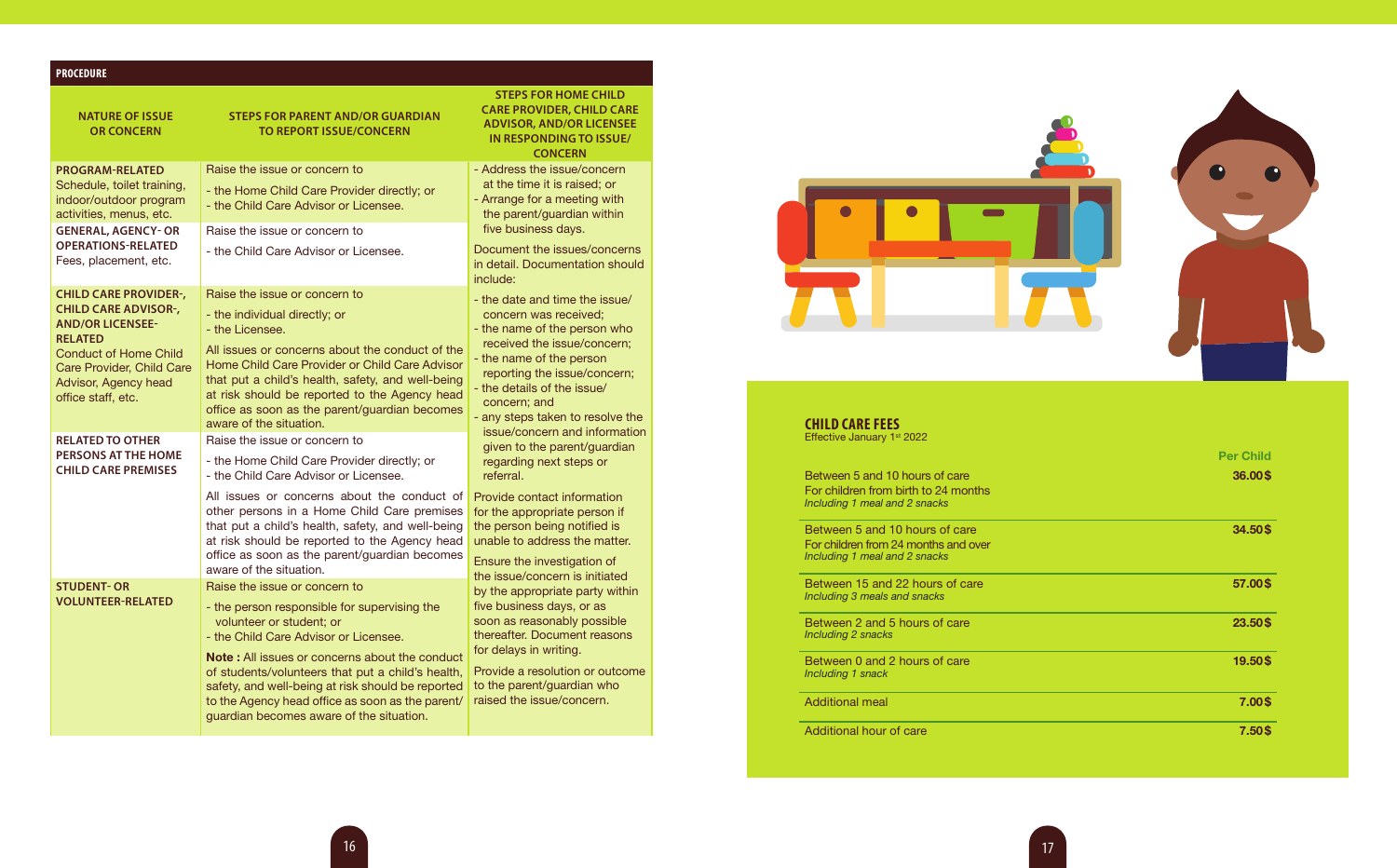## PROCEDURE

| NATURE OF ISSUE OR CONCERN | STEPS FOR PARENT AND/OR GUARDIAN TO REPORT ISSUE/CONCERN | STEPS FOR HOME CHILD CARE PROVIDER, CHILD CARE ADVISOR, AND/OR LICENSEE IN RESPONDING TO ISSUE/CONCERN |
|---|---|---|
| **PROGRAM-RELATED** Schedule, toilet training, indoor/outdoor program activities, menus, etc. | Raise the issue or concern to<br>- the Home Child Care Provider directly; or<br>- the Child Care Advisor or Licensee. | - Address the issue/concern at the time it is raised; or<br>- Arrange for a meeting with the parent/guardian within five business days.<br><br>Document the issues/concerns in detail. Documentation should include:<br>- the date and time the issue/concern was received;<br>- the name of the person who received the issue/concern;<br>- the name of the person reporting the issue/concern;<br>- the details of the issue/concern; and<br>- any steps taken to resolve the issue/concern and information given to the parent/guardian regarding next steps or referral.<br><br>Provide contact information for the appropriate person if the person being notified is unable to address the matter.<br><br>Ensure the investigation of the issue/concern is initiated by the appropriate party within five business days, or as soon as reasonably possible thereafter. Document reasons for delays in writing.<br><br>Provide a resolution or outcome to the parent/guardian who raised the issue/concern. |
| **GENERAL, AGENCY- OR OPERATIONS-RELATED** Fees, placement, etc. | Raise the issue or concern to<br>- the Child Care Advisor or Licensee. | |
| **CHILD CARE PROVIDER-, CHILD CARE ADVISOR-, AND/OR LICENSEE-RELATED** Conduct of Home Child Care Provider, Child Care Advisor, Agency head office staff, etc. | Raise the issue or concern to<br>- the individual directly; or<br>- the Licensee.<br><br>All issues or concerns about the conduct of the Home Child Care Provider or Child Care Advisor that put a child's health, safety, and well-being at risk should be reported to the Agency head office as soon as the parent/guardian becomes aware of the situation. | |
| **RELATED TO OTHER PERSONS AT THE HOME CHILD CARE PREMISES** | Raise the issue or concern to<br>- the Home Child Care Provider directly; or<br>- the Child Care Advisor or Licensee.<br><br>All issues or concerns about the conduct of other persons in a Home Child Care premises that put a child's health, safety, and well-being at risk should be reported to the Agency head office as soon as the parent/guardian becomes aware of the situation. | |
| **STUDENT- OR VOLUNTEER-RELATED** | Raise the issue or concern to<br>- the person responsible for supervising the volunteer or student; or<br>- the Child Care Advisor or Licensee.<br><br>**Note :** All issues or concerns about the conduct of students/volunteers that put a child's health, safety, and well-being at risk should be reported to the Agency head office as soon as the parent/guardian becomes aware of the situation. | |

## CHILD CARE FEES

Effective January 1st 2022

| | Per Child |
|---|---|
| Between 5 and 10 hours of care<br>For children from birth to 24 months<br>*Including 1 meal and 2 snacks* | 36.00$ |
| Between 5 and 10 hours of care<br>For children from 24 months and over<br>*Including 1 meal and 2 snacks* | 34.50$ |
| Between 15 and 22 hours of care<br>*Including 3 meals and snacks* | 57.00$ |
| Between 2 and 5 hours of care<br>*Including 2 snacks* | 23.50$ |
| Between 0 and 2 hours of care<br>*Including 1 snack* | 19.50$ |
| Additional meal | 7.00$ |
| Additional hour of care | 7.50$ |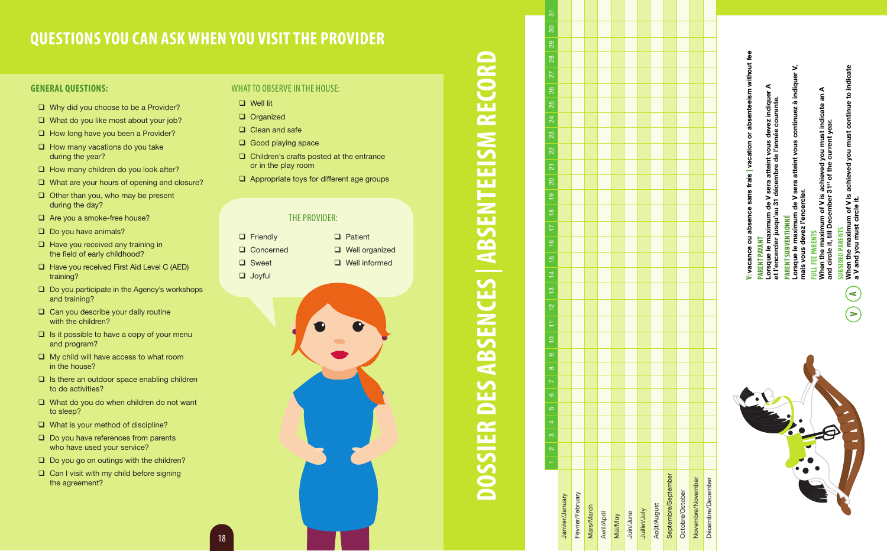# QUESTIONS YOU CAN ASK WHEN YOU VISIT THE PROVIDER

## GENERAL QUESTIONS:

- ❑ Why did you choose to be a Provider?
- ❑ What do you like most about your job?
- ❑ How long have you been a Provider?
- ❑ How many vacations do you take during the year?
- ❑ How many children do you look after?
- ❑ What are your hours of opening and closure?
- ❑ Other than you, who may be present during the day?
- ❑ Are you a smoke-free house?
- ❑ Do you have animals?
- ❑ Have you received any training in the field of early childhood?
- ❑ Have you received First Aid Level C (AED) training?
- ❑ Do you participate in the Agency's workshops and training?
- ❑ Can you describe your daily routine with the children?
- ❑ Is it possible to have a copy of your menu and program?
- ❑ My child will have access to what room in the house?
- ❑ Is there an outdoor space enabling children to do activities?
- ❑ What do you do when children do not want to sleep?
- ❑ What is your method of discipline?
- ❑ Do you have references from parents who have used your service?
- ❑ Do you go on outings with the children?
- ❑ Can I visit with my child before signing the agreement?

## WHAT TO OBSERVE IN THE HOUSE:

- ❑ Well lit
- ❑ Organized
- ❑ Clean and safe
- ❑ Good playing space
- ❑ Children's crafts posted at the entrance or in the play room
- ❑ Appropriate toys for different age groups

## THE PROVIDER:

- ❑ Friendly
- ❑ Concerned
- ❑ Sweet
- ❑ Joyful
- ❑ Patient
- ❑ Well organized
- ❑ Well informed

# DOSSIER DES ABSENCES | ABSENTEEISM RECORD

| | 1 | 2 | 3 | 4 | 5 | 6 | 7 | 8 | 9 | 10 | 11 | 12 | 13 | 14 | 15 | 16 | 17 | 18 | 19 | 20 | 21 | 22 | 23 | 24 | 25 | 26 | 27 | 28 | 29 | 30 | 31 |
|---|---|---|---|---|---|---|---|---|---|---|---|---|---|---|---|---|---|---|---|---|---|---|---|---|---|---|---|---|---|---|---|
| Janvier/January | | | | | | | | | | | | | | | | | | | | | | | | | | | | | | | |
| Février/February | | | | | | | | | | | | | | | | | | | | | | | | | | | | | | | |
| Mars/March | | | | | | | | | | | | | | | | | | | | | | | | | | | | | | | |
| Avril/April | | | | | | | | | | | | | | | | | | | | | | | | | | | | | | | |
| Mai/May | | | | | | | | | | | | | | | | | | | | | | | | | | | | | | | |
| Juin/June | | | | | | | | | | | | | | | | | | | | | | | | | | | | | | | |
| Juillet/July | | | | | | | | | | | | | | | | | | | | | | | | | | | | | | | |
| Août/August | | | | | | | | | | | | | | | | | | | | | | | | | | | | | | | |
| Septembre/September | | | | | | | | | | | | | | | | | | | | | | | | | | | | | | | |
| Octobre/October | | | | | | | | | | | | | | | | | | | | | | | | | | | | | | | |
| Novembre/November | | | | | | | | | | | | | | | | | | | | | | | | | | | | | | | |
| Décembre/December | | | | | | | | | | | | | | | | | | | | | | | | | | | | | | | |

**V: vacance ou absence sans frais | vacation or absenteeism without fee**

**PARENT PAYANT**
**Lorsque le maximum de V sera atteint vous devez indiquer A et l'encercler jusqu'au 31 décembre de l'année courante.**

**PARENT SUBVENTIONNÉ**
**Lorsque le maximum de V sera atteint vous continuez à indiquer V, mais vous devez l'encercler.**

**FULL FEE PARENTS**
**When the maximum of V is achieved you must indicate an A and circle it, till December 31st of the current year.**

**SUBSIDED PARENTS**
**When the maximum of V is achieved you must continue to indicate a V and you must circle it.**

Ⓐ Ⓥ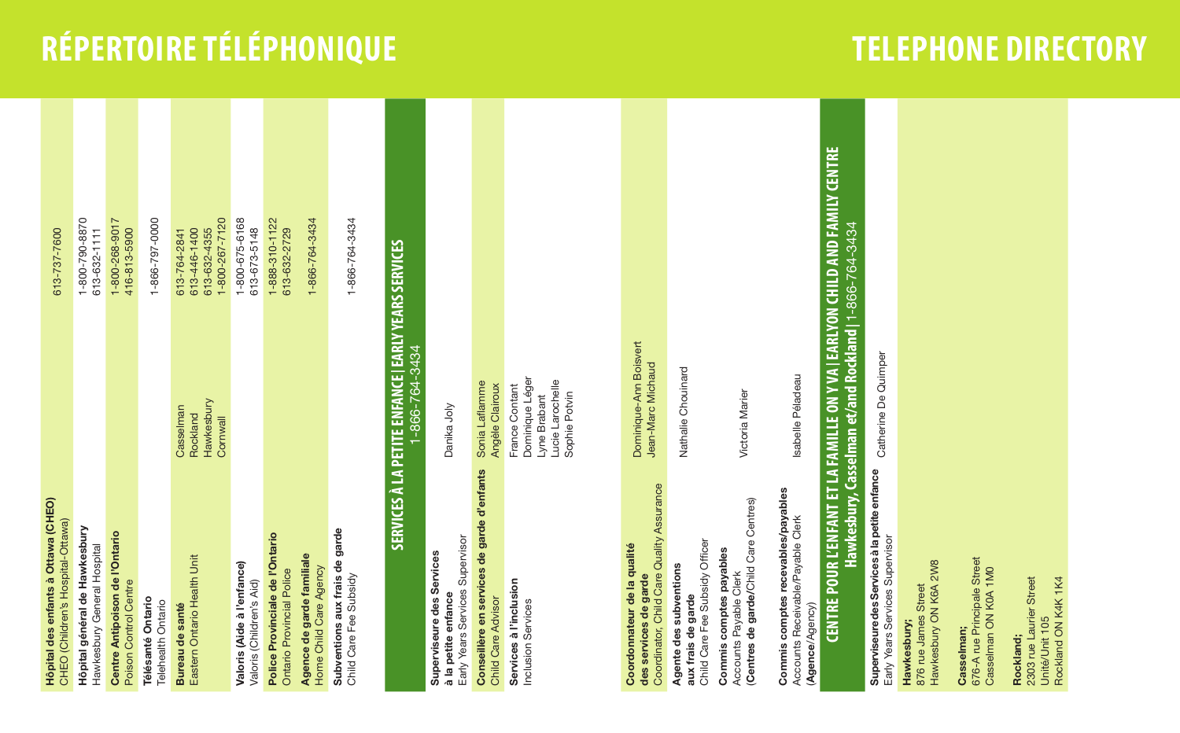# RÉPERTOIRE TÉLÉPHONIQUE

# TELEPHONE DIRECTORY

| | | |
|---|---|---|
| **Hôpital des enfants à Ottawa (CHEO)**<br>CHEO (Children's Hospital-Ottawa) | | 613-737-7600 |
| **Hôpital général de Hawkesbury**<br>Hawkesbury General Hospital | | 1-800-790-8870<br>613-632-1111 |
| **Centre Antipoison de l'Ontario**<br>Poison Control Centre | | 1-800-268-9017<br>416-813-5900 |
| **Télésanté Ontario**<br>Telehealth Ontario | | 1-866-797-0000 |
| **Bureau de santé**<br>Eastern Ontario Health Unit | Casselman<br>Rockland<br>Hawkesbury<br>Cornwall | 613-764-2841<br>613-446-1400<br>613-632-4355<br>1-800-267-7120 |
| **Valoris (Aide à l'enfance)**<br>Valoris (Children's Aid) | | 1-800-675-6168<br>613-673-5148 |
| **Police Provinciale de l'Ontario**<br>Ontario Provincial Police | | 1-888-310-1122<br>613-632-2729 |
| **Agence de garde familiale**<br>Home Child Care Agency | | 1-866-764-3434 |
| **Subventions aux frais de garde**<br>Child Care Fee Subsidy | | 1-866-764-3434 |

## SERVICES À LA PETITE ENFANCE | EARLY YEARS SERVICES
1-866-764-3434

| | |
|---|---|
| **Superviseure des Services à la petite enfance**<br>Early Years Services Supervisor | Danika Joly |
| **Conseillère en services de garde d'enfants**<br>Child Care Advisor | Sonia Laflamme<br>Angèle Clairoux |
| **Services à l'inclusion**<br>Inclusion Services | France Contant<br>Dominique Léger<br>Lyne Brabant<br>Lucie Larochelle<br>Sophie Potvin |
| **Coordonnateur de la qualité des services de garde**<br>Coordinator, Child Care Quality Assurance | Dominique-Ann Boisvert<br>Jean-Marc Michaud |
| **Agente des subventions aux frais de garde**<br>Child Care Fee Subsidy Officer | Nathalie Chouinard |
| **Commis comptes payables**<br>Accounts Payable Clerk<br>(**Centres de garde**/Child Care Centres) | Victoria Marier |
| **Commis comptes recevables/payables**<br>Accounts Receivable/Payable Clerk<br>(**Agence**/Agency) | Isabelle Péladeau |

## CENTRE POUR L'ENFANT ET LA FAMILLE ON Y VA | EARLYON CHILD AND FAMILY CENTRE
**Hawkesbury, Casselman et/and Rockland** | 1-866-764-3434

| | |
|---|---|
| **Superviseure des Services à la petite enfance**<br>Early Years Services Supervisor | Catherine De Quimper |

**Hawkesbury;**
876 rue James Street
Hawkesbury ON K6A 2W8

**Casselman;**
676-A rue Principale Street
Casselman ON K0A 1M0

**Rockland;**
2303 rue Laurier Street
Unité/Unit 105
Rockland ON K4K 1K4